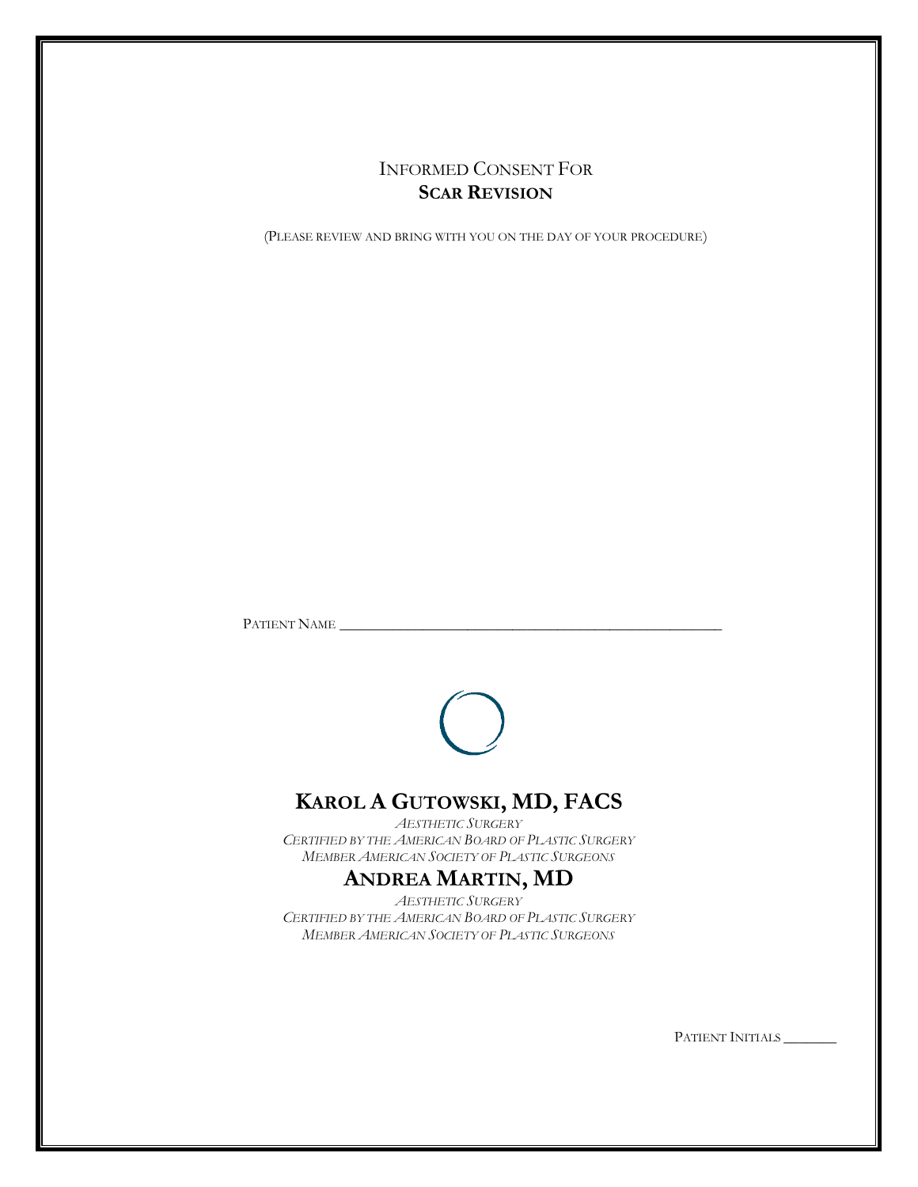# INFORMED CONSENT FOR SCAR REVISION

(PLEASE REVIEW AND BRING WITH YOU ON THE DAY OF YOUR PROCEDURE)

PATIENT NAME ________________________________________________

## KAROL A GUTOWSKI, MD, FACS

*AESTHETIC SURGERY*
*CERTIFIED BY THE AMERICAN BOARD OF PLASTIC SURGERY*
*MEMBER AMERICAN SOCIETY OF PLASTIC SURGEONS*

## ANDREA MARTIN, MD

*AESTHETIC SURGERY*
*CERTIFIED BY THE AMERICAN BOARD OF PLASTIC SURGERY*
*MEMBER AMERICAN SOCIETY OF PLASTIC SURGEONS*

PATIENT INITIALS _______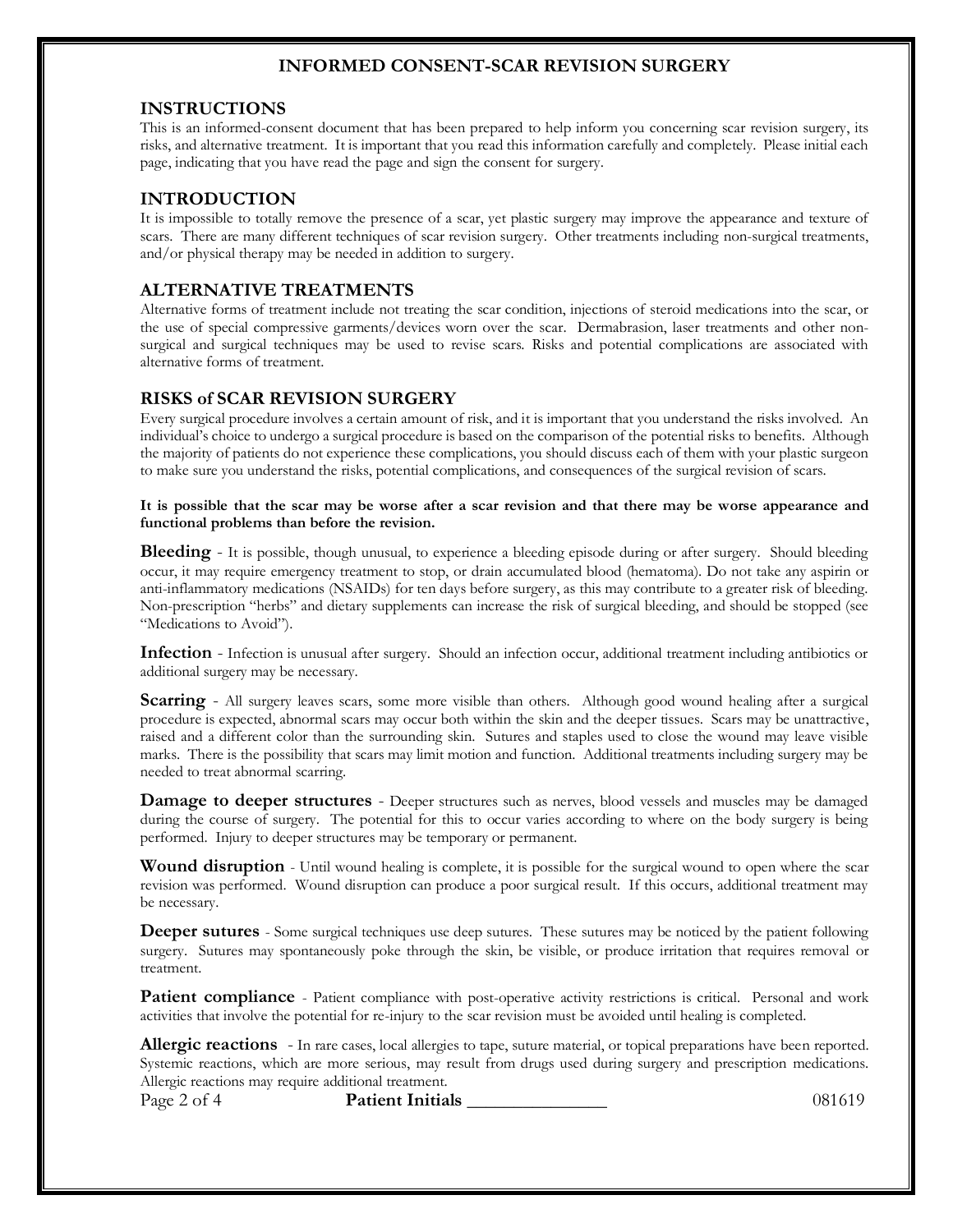# INFORMED CONSENT-SCAR REVISION SURGERY

## INSTRUCTIONS

This is an informed-consent document that has been prepared to help inform you concerning scar revision surgery, its risks, and alternative treatment. It is important that you read this information carefully and completely. Please initial each page, indicating that you have read the page and sign the consent for surgery.

## INTRODUCTION

It is impossible to totally remove the presence of a scar, yet plastic surgery may improve the appearance and texture of scars. There are many different techniques of scar revision surgery. Other treatments including non-surgical treatments, and/or physical therapy may be needed in addition to surgery.

## ALTERNATIVE TREATMENTS

Alternative forms of treatment include not treating the scar condition, injections of steroid medications into the scar, or the use of special compressive garments/devices worn over the scar. Dermabrasion, laser treatments and other non-surgical and surgical techniques may be used to revise scars. Risks and potential complications are associated with alternative forms of treatment.

## RISKS of SCAR REVISION SURGERY

Every surgical procedure involves a certain amount of risk, and it is important that you understand the risks involved. An individual's choice to undergo a surgical procedure is based on the comparison of the potential risks to benefits. Although the majority of patients do not experience these complications, you should discuss each of them with your plastic surgeon to make sure you understand the risks, potential complications, and consequences of the surgical revision of scars.

**It is possible that the scar may be worse after a scar revision and that there may be worse appearance and functional problems than before the revision.**

**Bleeding** - It is possible, though unusual, to experience a bleeding episode during or after surgery. Should bleeding occur, it may require emergency treatment to stop, or drain accumulated blood (hematoma). Do not take any aspirin or anti-inflammatory medications (NSAIDs) for ten days before surgery, as this may contribute to a greater risk of bleeding. Non-prescription "herbs" and dietary supplements can increase the risk of surgical bleeding, and should be stopped (see "Medications to Avoid").

**Infection** - Infection is unusual after surgery. Should an infection occur, additional treatment including antibiotics or additional surgery may be necessary.

**Scarring** - All surgery leaves scars, some more visible than others. Although good wound healing after a surgical procedure is expected, abnormal scars may occur both within the skin and the deeper tissues. Scars may be unattractive, raised and a different color than the surrounding skin. Sutures and staples used to close the wound may leave visible marks. There is the possibility that scars may limit motion and function. Additional treatments including surgery may be needed to treat abnormal scarring.

**Damage to deeper structures** - Deeper structures such as nerves, blood vessels and muscles may be damaged during the course of surgery. The potential for this to occur varies according to where on the body surgery is being performed. Injury to deeper structures may be temporary or permanent.

**Wound disruption** - Until wound healing is complete, it is possible for the surgical wound to open where the scar revision was performed. Wound disruption can produce a poor surgical result. If this occurs, additional treatment may be necessary.

**Deeper sutures** - Some surgical techniques use deep sutures. These sutures may be noticed by the patient following surgery. Sutures may spontaneously poke through the skin, be visible, or produce irritation that requires removal or treatment.

**Patient compliance** - Patient compliance with post-operative activity restrictions is critical. Personal and work activities that involve the potential for re-injury to the scar revision must be avoided until healing is completed.

**Allergic reactions** - In rare cases, local allergies to tape, suture material, or topical preparations have been reported. Systemic reactions, which are more serious, may result from drugs used during surgery and prescription medications. Allergic reactions may require additional treatment.

**Patient Initials** _______________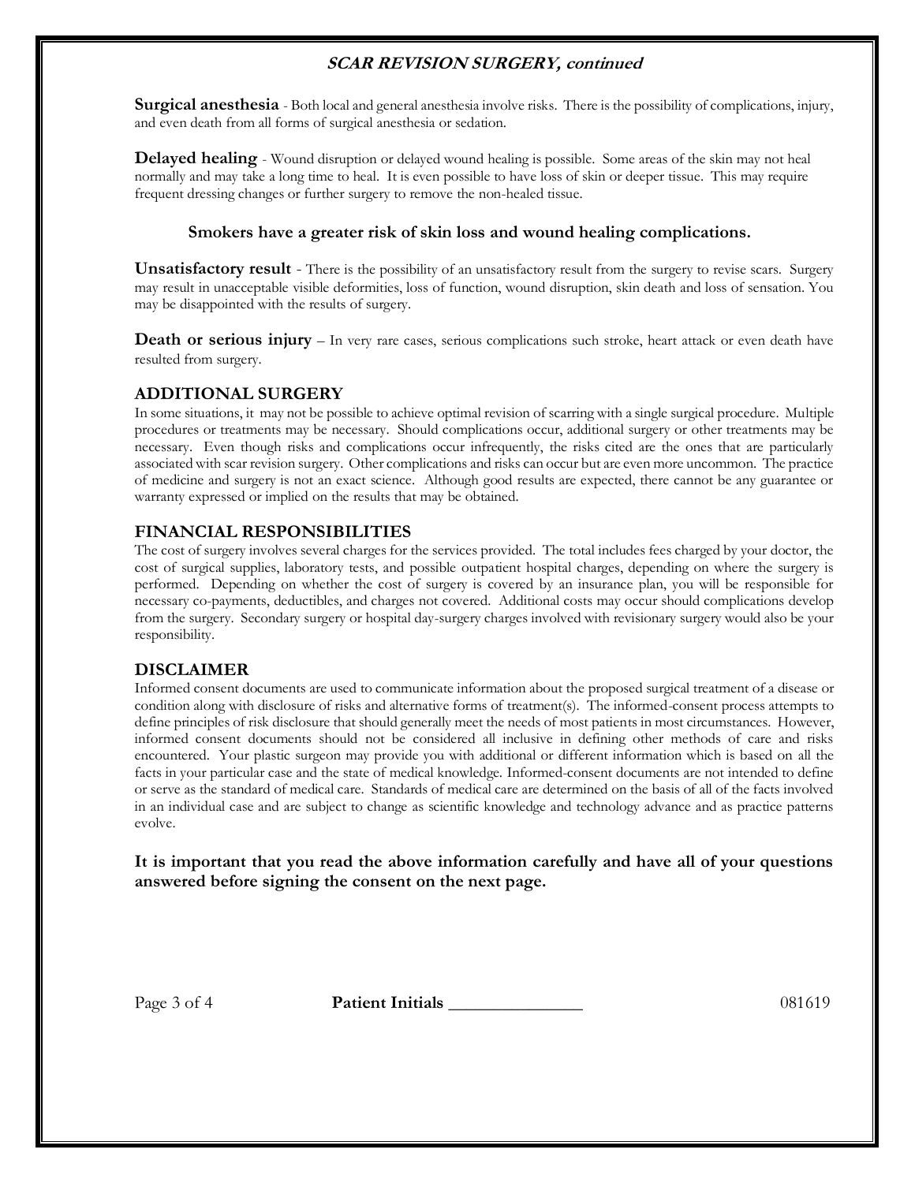**Surgical anesthesia** - Both local and general anesthesia involve risks. There is the possibility of complications, injury, and even death from all forms of surgical anesthesia or sedation.

**Delayed healing** - Wound disruption or delayed wound healing is possible. Some areas of the skin may not heal normally and may take a long time to heal. It is even possible to have loss of skin or deeper tissue. This may require frequent dressing changes or further surgery to remove the non-healed tissue.

**Smokers have a greater risk of skin loss and wound healing complications.**

**Unsatisfactory result** - There is the possibility of an unsatisfactory result from the surgery to revise scars. Surgery may result in unacceptable visible deformities, loss of function, wound disruption, skin death and loss of sensation. You may be disappointed with the results of surgery.

**Death or serious injury** – In very rare cases, serious complications such stroke, heart attack or even death have resulted from surgery.

## ADDITIONAL SURGERY

In some situations, it may not be possible to achieve optimal revision of scarring with a single surgical procedure. Multiple procedures or treatments may be necessary. Should complications occur, additional surgery or other treatments may be necessary. Even though risks and complications occur infrequently, the risks cited are the ones that are particularly associated with scar revision surgery. Other complications and risks can occur but are even more uncommon. The practice of medicine and surgery is not an exact science. Although good results are expected, there cannot be any guarantee or warranty expressed or implied on the results that may be obtained.

## FINANCIAL RESPONSIBILITIES

The cost of surgery involves several charges for the services provided. The total includes fees charged by your doctor, the cost of surgical supplies, laboratory tests, and possible outpatient hospital charges, depending on where the surgery is performed. Depending on whether the cost of surgery is covered by an insurance plan, you will be responsible for necessary co-payments, deductibles, and charges not covered. Additional costs may occur should complications develop from the surgery. Secondary surgery or hospital day-surgery charges involved with revisionary surgery would also be your responsibility.

## DISCLAIMER

Informed consent documents are used to communicate information about the proposed surgical treatment of a disease or condition along with disclosure of risks and alternative forms of treatment(s). The informed-consent process attempts to define principles of risk disclosure that should generally meet the needs of most patients in most circumstances. However, informed consent documents should not be considered all inclusive in defining other methods of care and risks encountered. Your plastic surgeon may provide you with additional or different information which is based on all the facts in your particular case and the state of medical knowledge. Informed-consent documents are not intended to define or serve as the standard of medical care. Standards of medical care are determined on the basis of all of the facts involved in an individual case and are subject to change as scientific knowledge and technology advance and as practice patterns evolve.

**It is important that you read the above information carefully and have all of your questions answered before signing the consent on the next page.**

**Patient Initials** _______________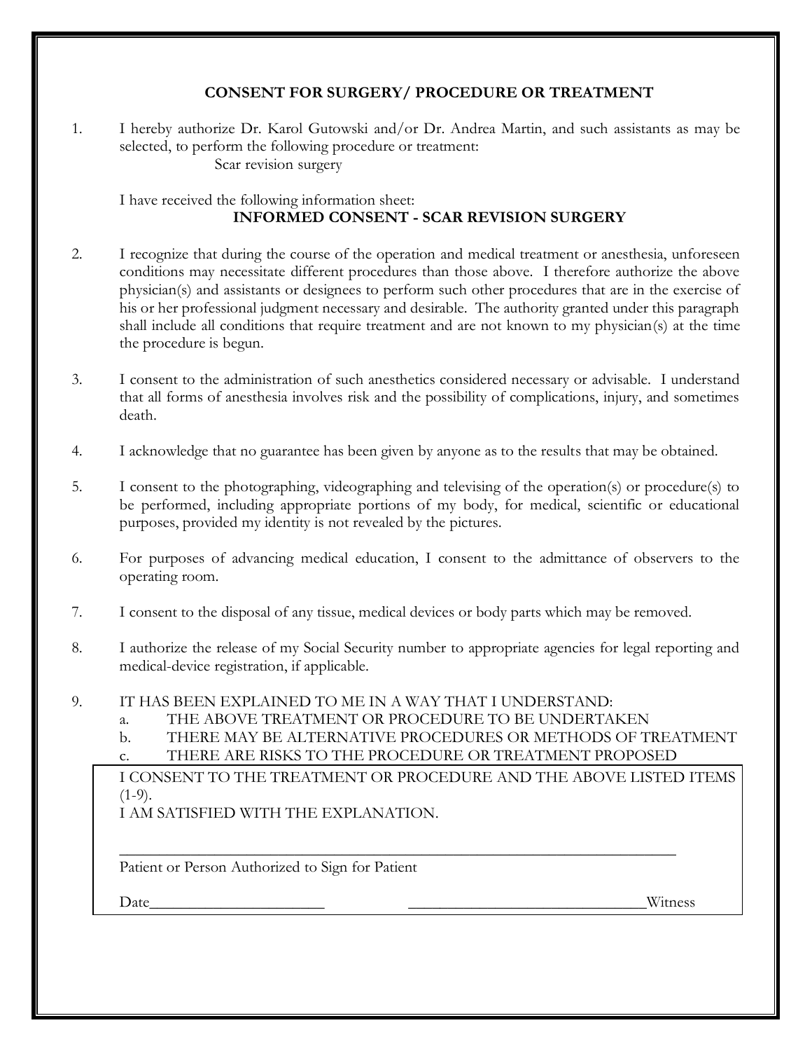## CONSENT FOR SURGERY/ PROCEDURE OR TREATMENT

1. I hereby authorize Dr. Karol Gutowski and/or Dr. Andrea Martin, and such assistants as may be selected, to perform the following procedure or treatment:

   Scar revision surgery

   I have received the following information sheet:

   **INFORMED CONSENT - SCAR REVISION SURGERY**

2. I recognize that during the course of the operation and medical treatment or anesthesia, unforeseen conditions may necessitate different procedures than those above. I therefore authorize the above physician(s) and assistants or designees to perform such other procedures that are in the exercise of his or her professional judgment necessary and desirable. The authority granted under this paragraph shall include all conditions that require treatment and are not known to my physician(s) at the time the procedure is begun.

3. I consent to the administration of such anesthetics considered necessary or advisable. I understand that all forms of anesthesia involves risk and the possibility of complications, injury, and sometimes death.

4. I acknowledge that no guarantee has been given by anyone as to the results that may be obtained.

5. I consent to the photographing, videographing and televising of the operation(s) or procedure(s) to be performed, including appropriate portions of my body, for medical, scientific or educational purposes, provided my identity is not revealed by the pictures.

6. For purposes of advancing medical education, I consent to the admittance of observers to the operating room.

7. I consent to the disposal of any tissue, medical devices or body parts which may be removed.

8. I authorize the release of my Social Security number to appropriate agencies for legal reporting and medical-device registration, if applicable.

9. IT HAS BEEN EXPLAINED TO ME IN A WAY THAT I UNDERSTAND:
   a. THE ABOVE TREATMENT OR PROCEDURE TO BE UNDERTAKEN
   b. THERE MAY BE ALTERNATIVE PROCEDURES OR METHODS OF TREATMENT
   c. THERE ARE RISKS TO THE PROCEDURE OR TREATMENT PROPOSED

I CONSENT TO THE TREATMENT OR PROCEDURE AND THE ABOVE LISTED ITEMS (1-9).

I AM SATISFIED WITH THE EXPLANATION.

\_\_\_\_\_\_\_\_\_\_\_\_\_\_\_\_\_\_\_\_\_\_\_\_\_\_\_\_\_\_\_\_\_\_\_\_\_\_\_\_\_\_\_\_\_\_\_\_\_\_\_\_\_\_\_\_\_\_\_\_\_\_\_\_\_\_

Patient or Person Authorized to Sign for Patient

Date\_\_\_\_\_\_\_\_\_\_\_\_\_\_\_\_\_\_\_\_\_\_ \_\_\_\_\_\_\_\_\_\_\_\_\_\_\_\_\_\_\_\_\_\_\_\_\_\_\_\_\_\_Witness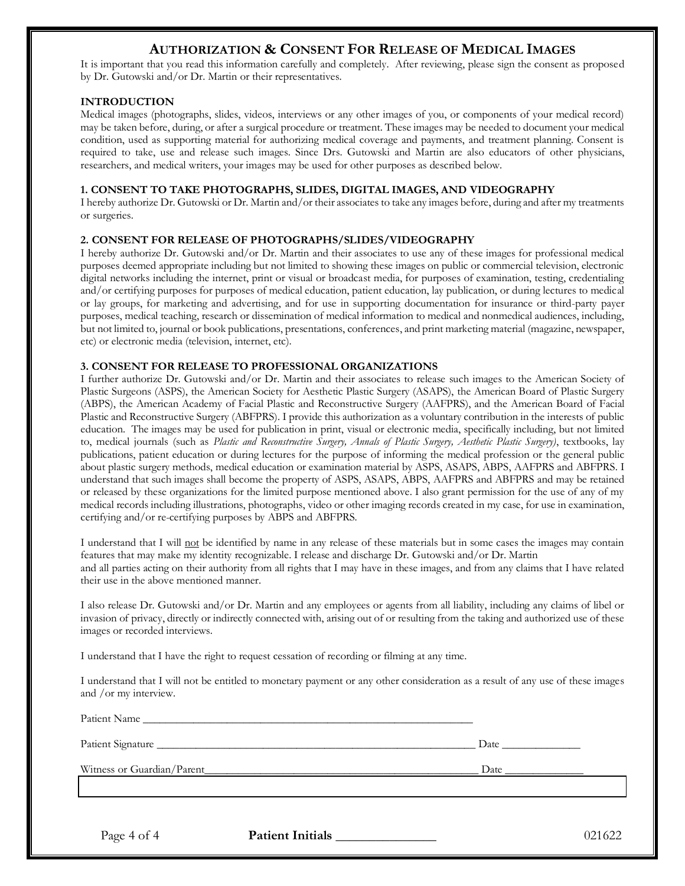# Authorization & Consent For Release of Medical Images

It is important that you read this information carefully and completely. After reviewing, please sign the consent as proposed by Dr. Gutowski and/or Dr. Martin or their representatives.

**INTRODUCTION**

Medical images (photographs, slides, videos, interviews or any other images of you, or components of your medical record) may be taken before, during, or after a surgical procedure or treatment. These images may be needed to document your medical condition, used as supporting material for authorizing medical coverage and payments, and treatment planning. Consent is required to take, use and release such images. Since Drs. Gutowski and Martin are also educators of other physicians, researchers, and medical writers, your images may be used for other purposes as described below.

**1. CONSENT TO TAKE PHOTOGRAPHS, SLIDES, DIGITAL IMAGES, AND VIDEOGRAPHY**

I hereby authorize Dr. Gutowski or Dr. Martin and/or their associates to take any images before, during and after my treatments or surgeries.

**2. CONSENT FOR RELEASE OF PHOTOGRAPHS/SLIDES/VIDEOGRAPHY**

I hereby authorize Dr. Gutowski and/or Dr. Martin and their associates to use any of these images for professional medical purposes deemed appropriate including but not limited to showing these images on public or commercial television, electronic digital networks including the internet, print or visual or broadcast media, for purposes of examination, testing, credentialing and/or certifying purposes for purposes of medical education, patient education, lay publication, or during lectures to medical or lay groups, for marketing and advertising, and for use in supporting documentation for insurance or third-party payer purposes, medical teaching, research or dissemination of medical information to medical and nonmedical audiences, including, but not limited to, journal or book publications, presentations, conferences, and print marketing material (magazine, newspaper, etc) or electronic media (television, internet, etc).

**3. CONSENT FOR RELEASE TO PROFESSIONAL ORGANIZATIONS**

I further authorize Dr. Gutowski and/or Dr. Martin and their associates to release such images to the American Society of Plastic Surgeons (ASPS), the American Society for Aesthetic Plastic Surgery (ASAPS), the American Board of Plastic Surgery (ABPS), the American Academy of Facial Plastic and Reconstructive Surgery (AAFPRS), and the American Board of Facial Plastic and Reconstructive Surgery (ABFPRS). I provide this authorization as a voluntary contribution in the interests of public education. The images may be used for publication in print, visual or electronic media, specifically including, but not limited to, medical journals (such as *Plastic and Reconstructive Surgery, Annals of Plastic Surgery, Aesthetic Plastic Surgery)*, textbooks, lay publications, patient education or during lectures for the purpose of informing the medical profession or the general public about plastic surgery methods, medical education or examination material by ASPS, ASAPS, ABPS, AAFPRS and ABFPRS. I understand that such images shall become the property of ASPS, ASAPS, ABPS, AAFPRS and ABFPRS and may be retained or released by these organizations for the limited purpose mentioned above. I also grant permission for the use of any of my medical records including illustrations, photographs, video or other imaging records created in my case, for use in examination, certifying and/or re-certifying purposes by ABPS and ABFPRS.

I understand that I will <u>not</u> be identified by name in any release of these materials but in some cases the images may contain features that may make my identity recognizable. I release and discharge Dr. Gutowski and/or Dr. Martin and all parties acting on their authority from all rights that I may have in these images, and from any claims that I have related their use in the above mentioned manner.

I also release Dr. Gutowski and/or Dr. Martin and any employees or agents from all liability, including any claims of libel or invasion of privacy, directly or indirectly connected with, arising out of or resulting from the taking and authorized use of these images or recorded interviews.

I understand that I have the right to request cessation of recording or filming at any time.

I understand that I will not be entitled to monetary payment or any other consideration as a result of any use of these images and /or my interview.

Patient Name ______________________________________________________________

Patient Signature ____________________________________________________________ Date ______________

Witness or Guardian/Parent____________________________________________________ Date ______________

**Patient Initials** ________________

021622